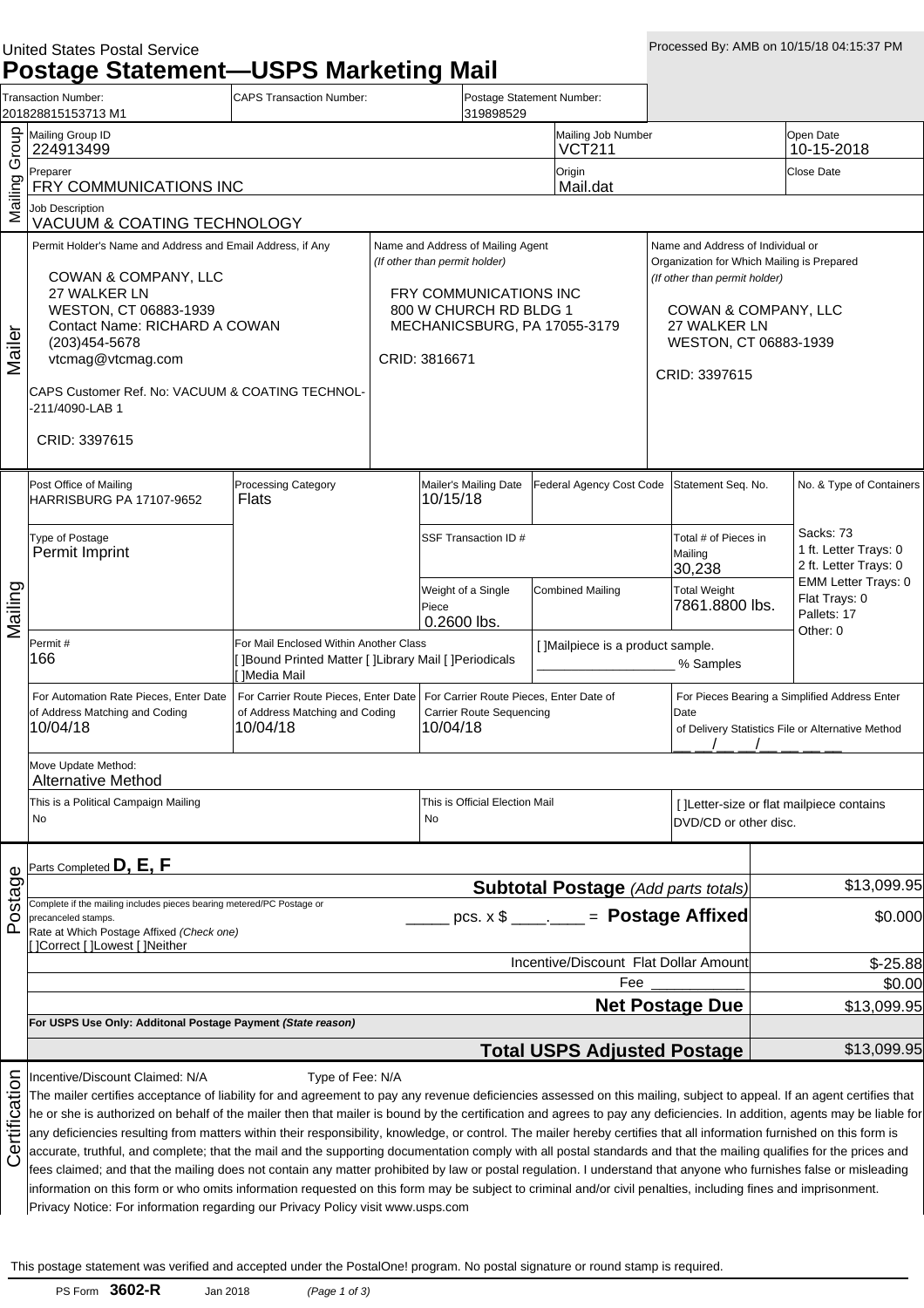United States Postal Service

# Postage Statement—USPS Marketing Mail

Processed By: AMB on 10/15/18 04:15:37 PM

| Transaction Number: | CAPS Transaction Number: | Postage Statement Number: |
|---|---|---|
| 201828815153713 M1 | | 319898529 |

## Mailing Group

| Mailing Group ID | Mailing Job Number | Open Date |
|---|---|---|
| 224913499 | VCT211 | 10-15-2018 |

| Preparer | Origin | Close Date |
|---|---|---|
| FRY COMMUNICATIONS INC | Mail.dat | |

Job Description
VACUUM & COATING TECHNOLOGY

## Mailer

**Permit Holder's Name and Address and Email Address, if Any**

COWAN & COMPANY, LLC
27 WALKER LN
WESTON, CT 06883-1939
Contact Name: RICHARD A COWAN
(203)454-5678
vtcmag@vtcmag.com

CAPS Customer Ref. No: VACUUM & COATING TECHNOL--211/4090-LAB 1

CRID: 3397615

**Name and Address of Mailing Agent** *(If other than permit holder)*

FRY COMMUNICATIONS INC
800 W CHURCH RD BLDG 1
MECHANICSBURG, PA 17055-3179

CRID: 3816671

**Name and Address of Individual or Organization for Which Mailing is Prepared** *(If other than permit holder)*

COWAN & COMPANY, LLC
27 WALKER LN
WESTON, CT 06883-1939

CRID: 3397615

## Mailing

| Post Office of Mailing | Processing Category | Mailer's Mailing Date | Federal Agency Cost Code | Statement Seq. No. | No. & Type of Containers |
|---|---|---|---|---|---|
| HARRISBURG PA 17107-9652 | Flats | 10/15/18 | | | Sacks: 73<br>1 ft. Letter Trays: 0<br>2 ft. Letter Trays: 0<br>EMM Letter Trays: 0<br>Flat Trays: 0<br>Pallets: 17<br>Other: 0 |

| Type of Postage | SSF Transaction ID # | Total # of Pieces in Mailing |
|---|---|---|
| Permit Imprint | | 30,238 |

| Weight of a Single Piece | Combined Mailing | Total Weight |
|---|---|---|
| 0.2600 lbs. | | 7861.8800 lbs. |

| Permit # | For Mail Enclosed Within Another Class | |
|---|---|---|
| 166 | [ ]Bound Printed Matter [ ]Library Mail [ ]Periodicals [ ]Media Mail | [ ]Mailpiece is a product sample. ___________________ % Samples |

| For Automation Rate Pieces, Enter Date of Address Matching and Coding | For Carrier Route Pieces, Enter Date of Address Matching and Coding | For Carrier Route Pieces, Enter Date of Carrier Route Sequencing | For Pieces Bearing a Simplified Address Enter Date of Delivery Statistics File or Alternative Method |
|---|---|---|---|
| 10/04/18 | 10/04/18 | 10/04/18 | __ __/__ __/__ __ __ __ |

Move Update Method:
Alternative Method

| This is a Political Campaign Mailing | This is Official Election Mail | |
|---|---|---|
| No | No | [ ]Letter-size or flat mailpiece contains DVD/CD or other disc. |

## Postage

Parts Completed **D, E, F**

| | |
|---|---|
| **Subtotal Postage** *(Add parts totals)* | $13,099.95 |
| Complete if the mailing includes pieces bearing metered/PC Postage or precanceled stamps.<br>Rate at Which Postage Affixed *(Check one)*<br>[ ]Correct [ ]Lowest [ ]Neither<br>_____ pcs. x $ ____.____ = **Postage Affixed** | $0.000 |
| Incentive/Discount Flat Dollar Amount | $-25.88 |
| Fee ____________ | $0.00 |
| **Net Postage Due** | $13,099.95 |
| **For USPS Use Only: Additonal Postage Payment** ***(State reason)*** | |
| **Total USPS Adjusted Postage** | $13,099.95 |

## Certification

Incentive/Discount Claimed: N/A Type of Fee: N/A

The mailer certifies acceptance of liability for and agreement to pay any revenue deficiencies assessed on this mailing, subject to appeal. If an agent certifies that he or she is authorized on behalf of the mailer then that mailer is bound by the certification and agrees to pay any deficiencies. In addition, agents may be liable for any deficiencies resulting from matters within their responsibility, knowledge, or control. The mailer hereby certifies that all information furnished on this form is accurate, truthful, and complete; that the mail and the supporting documentation comply with all postal standards and that the mailing qualifies for the prices and fees claimed; and that the mailing does not contain any matter prohibited by law or postal regulation. I understand that anyone who furnishes false or misleading information on this form or who omits information requested on this form may be subject to criminal and/or civil penalties, including fines and imprisonment.
Privacy Notice: For information regarding our Privacy Policy visit www.usps.com

This postage statement was verified and accepted under the PostalOne! program. No postal signature or round stamp is required.

PS Form **3602-R** Jan 2018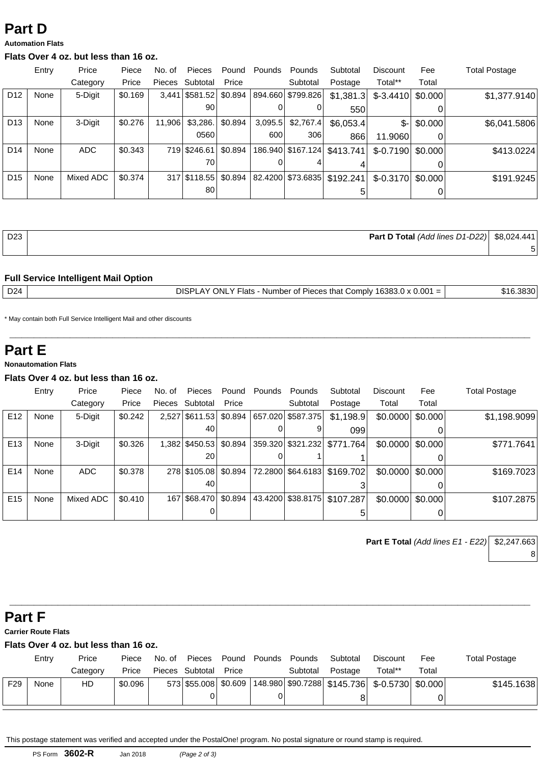# Part D

**Automation Flats**

**Flats Over 4 oz. but less than 16 oz.**

| | Entry | Price Category | Piece Price | No. of Pieces | Pieces Subtotal | Pound Price | Pounds | Pounds Subtotal | Subtotal Postage | Discount Total** | Fee Total | Total Postage |
|---|---|---|---|---|---|---|---|---|---|---|---|---|
| D12 | None | 5-Digit | $0.169 | 3,441 | $581.5290 | $0.894 | 894.6600 | $799.8260 | $1,381.3550 | $-3.4410 | $0.0000 | $1,377.9140 |
| D13 | None | 3-Digit | $0.276 | 11,906 | $3,286.0560 | $0.894 | 3,095.5600 | $2,767.4306 | $6,053.4866 | $-11.9060 | $0.0000 | $6,041.5806 |
| D14 | None | ADC | $0.343 | 719 | $246.6170 | $0.894 | 186.9400 | $167.1244 | $413.7414 | $-0.7190 | $0.0000 | $413.0224 |
| D15 | None | Mixed ADC | $0.374 | 317 | $118.5580 | $0.894 | 82.4200 | $73.6835 | $192.2415 | $-0.3170 | $0.0000 | $191.9245 |

| | | |
|---|---|---|
| D23 | **Part D Total** *(Add lines D1-D22)* | $8,024.4415 |

**Full Service Intelligent Mail Option**

| | | |
|---|---|---|
| D24 | DISPLAY ONLY Flats - Number of Pieces that Comply 16383.0 x 0.001 = | $16.3830 |

* May contain both Full Service Intelligent Mail and other discounts

# Part E

**Nonautomation Flats**

**Flats Over 4 oz. but less than 16 oz.**

| | Entry | Price Category | Piece Price | No. of Pieces | Pieces Subtotal | Pound Price | Pounds | Pounds Subtotal | Subtotal Postage | Discount Total | Fee Total | Total Postage |
|---|---|---|---|---|---|---|---|---|---|---|---|---|
| E12 | None | 5-Digit | $0.242 | 2,527 | $611.5340 | $0.894 | 657.0200 | $587.3759 | $1,198.9099 | $0.0000 | $0.0000 | $1,198.9099 |
| E13 | None | 3-Digit | $0.326 | 1,382 | $450.5320 | $0.894 | 359.3200 | $321.2321 | $771.7641 | $0.0000 | $0.0000 | $771.7641 |
| E14 | None | ADC | $0.378 | 278 | $105.0840 | $0.894 | 72.2800 | $64.6183 | $169.7023 | $0.0000 | $0.0000 | $169.7023 |
| E15 | None | Mixed ADC | $0.410 | 167 | $68.4700 | $0.894 | 43.4200 | $38.8175 | $107.2875 | $0.0000 | $0.0000 | $107.2875 |

**Part E Total** *(Add lines E1 - E22)* $2,247.6638

# Part F

**Carrier Route Flats**

**Flats Over 4 oz. but less than 16 oz.**

| | Entry | Price Category | Piece Price | No. of Pieces | Pieces Subtotal | Pound Price | Pounds | Pounds Subtotal | Subtotal Postage | Discount Total** | Fee Total | Total Postage |
|---|---|---|---|---|---|---|---|---|---|---|---|---|
| F29 | None | HD | $0.096 | 573 | $55.0080 | $0.609 | 148.9800 | $90.7288 | $145.7368 | $-0.5730 | $0.0000 | $145.1638 |

This postage statement was verified and accepted under the PostalOne! program. No postal signature or round stamp is required.

PS Form **3602-R** Jan 2018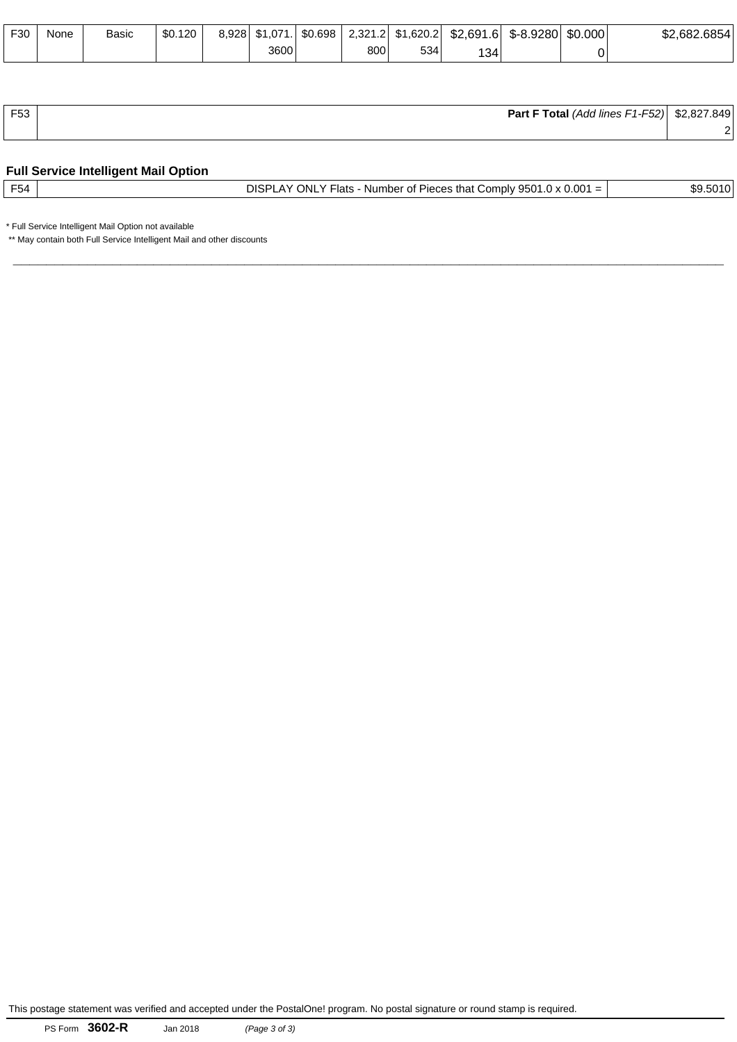| | | | | | | | | | | | | | |
|---|---|---|---|---|---|---|---|---|---|---|---|---|---|
| F30 | None | Basic | $0.120 | 8,928 | $1,071.3600 | $0.698 | 2,321.2800 | $1,620.2534 | $2,691.6134 | $-8.9280 | $0.0000 | | $2,682.6854 |

| | | |
|---|---|---|
| F53 | **Part F Total** *(Add lines F1-F52)* | $2,827.8492 |

**Full Service Intelligent Mail Option**

| | | |
|---|---|---|
| F54 | DISPLAY ONLY Flats - Number of Pieces that Comply 9501.0 x 0.001 = | $9.5010 |

* Full Service Intelligent Mail Option not available

** May contain both Full Service Intelligent Mail and other discounts

This postage statement was verified and accepted under the PostalOne! program. No postal signature or round stamp is required.

PS Form **3602-R** Jan 2018